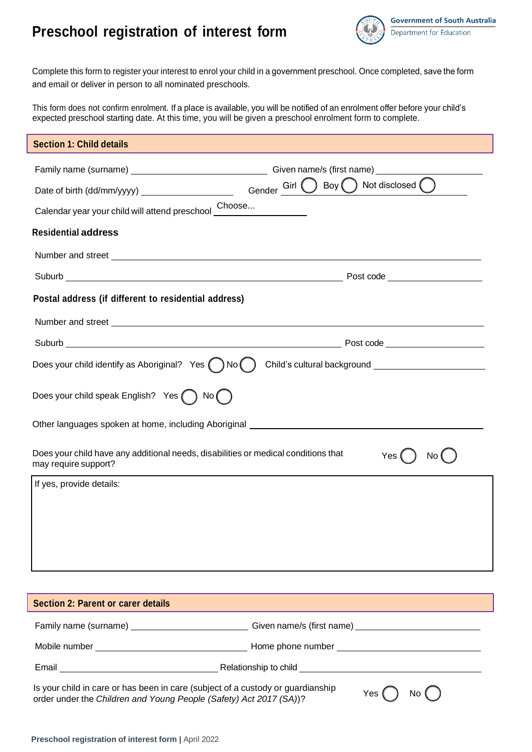# Preschool registration of interest form

Government of South Australia
Department for Education

Complete this form to register your interest to enrol your child in a government preschool. Once completed, save the form and email or deliver in person to all nominated preschools.

This form does not confirm enrolment. If a place is available, you will be notified of an enrolment offer before your child's expected preschool starting date. At this time, you will be given a preschool enrolment form to complete.

## Section 1: Child details

Family name (surname) ____________________ Given name/s (first name) ____________________

Date of birth (dd/mm/yyyy) ____________________ Gender Girl ◯ Boy ◯ Not disclosed ◯

Calendar year your child will attend preschool Choose...

### Residential address

Number and street ____________________

Suburb ____________________ Post code ____________________

### Postal address (if different to residential address)

Number and street ____________________

Suburb ____________________ Post code ____________________

Does your child identify as Aboriginal? Yes ◯ No ◯ Child's cultural background ____________________

Does your child speak English? Yes ◯ No ◯

Other languages spoken at home, including Aboriginal ____________________

Does your child have any additional needs, disabilities or medical conditions that may require support? Yes ◯ No ◯

If yes, provide details:

## Section 2: Parent or carer details

Family name (surname) ____________________ Given name/s (first name) ____________________

Mobile number ____________________ Home phone number ____________________

Email ____________________ Relationship to child ____________________

Is your child in care or has been in care (subject of a custody or guardianship order under the *Children and Young People (Safety) Act 2017 (SA)*)? Yes ◯ No ◯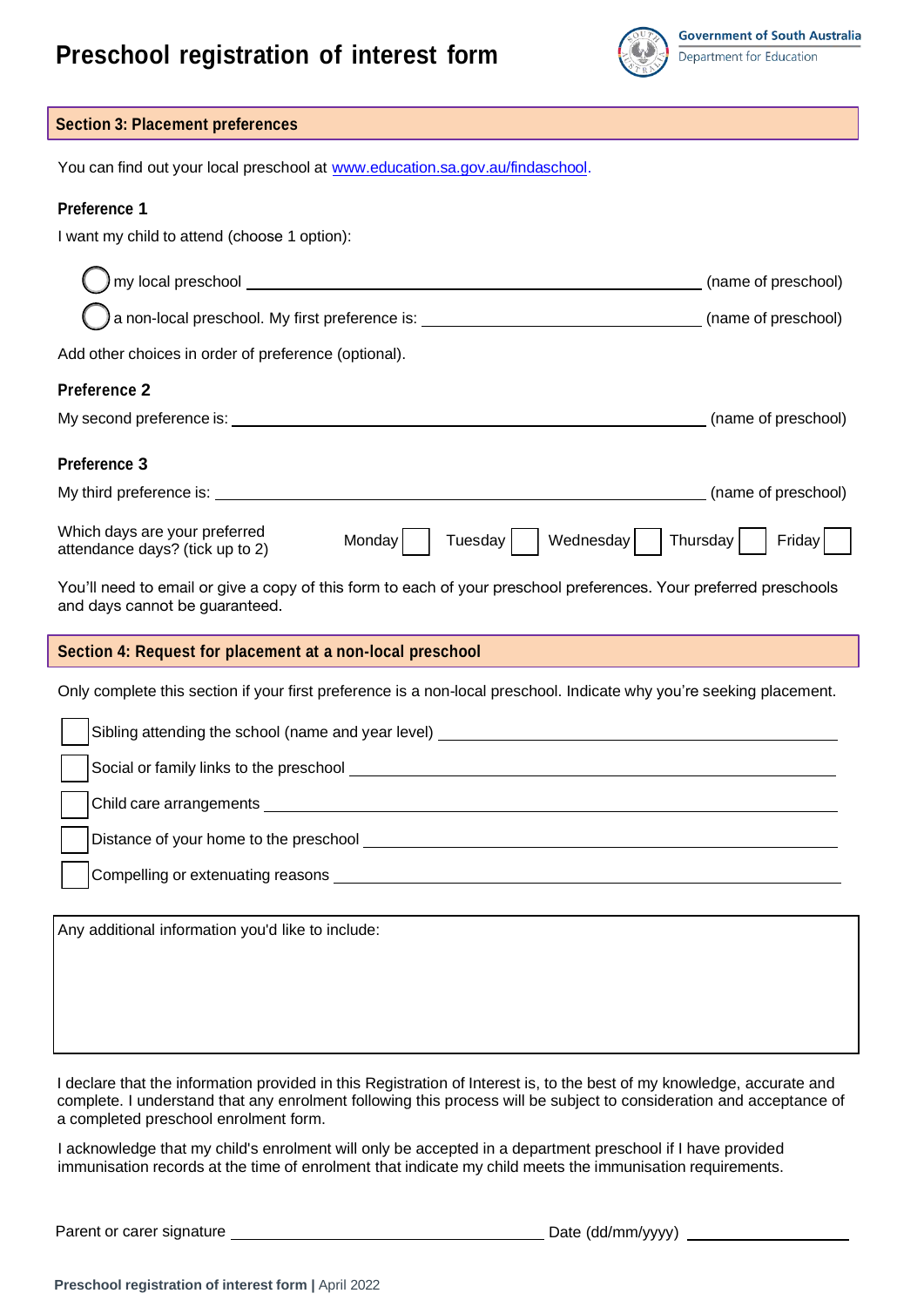# Preschool registration of interest form

Government of South Australia
Department for Education

## Section 3: Placement preferences

You can find out your local preschool at www.education.sa.gov.au/findaschool.

### Preference 1

I want my child to attend (choose 1 option):

- ◯ my local preschool \_\_\_\_\_\_\_\_\_\_\_\_\_\_\_\_\_\_\_\_\_\_\_\_\_\_\_\_\_\_\_\_\_\_\_\_\_\_\_\_\_\_ (name of preschool)
- ◯ a non-local preschool. My first preference is: \_\_\_\_\_\_\_\_\_\_\_\_\_\_\_\_\_\_\_\_\_\_\_\_\_\_\_\_ (name of preschool)

Add other choices in order of preference (optional).

### Preference 2

My second preference is: \_\_\_\_\_\_\_\_\_\_\_\_\_\_\_\_\_\_\_\_\_\_\_\_\_\_\_\_\_\_\_\_\_\_\_\_\_\_\_\_\_\_ (name of preschool)

### Preference 3

My third preference is: \_\_\_\_\_\_\_\_\_\_\_\_\_\_\_\_\_\_\_\_\_\_\_\_\_\_\_\_\_\_\_\_\_\_\_\_\_\_\_\_\_\_ (name of preschool)

Which days are your preferred attendance days? (tick up to 2) Monday ☐ Tuesday ☐ Wednesday ☐ Thursday ☐ Friday ☐

You'll need to email or give a copy of this form to each of your preschool preferences. Your preferred preschools and days cannot be guaranteed.

## Section 4: Request for placement at a non-local preschool

Only complete this section if your first preference is a non-local preschool. Indicate why you're seeking placement.

- ☐ Sibling attending the school (name and year level) \_\_\_\_\_\_\_\_\_\_\_\_\_\_\_\_\_\_\_\_\_\_\_\_\_\_\_\_\_\_
- ☐ Social or family links to the preschool \_\_\_\_\_\_\_\_\_\_\_\_\_\_\_\_\_\_\_\_\_\_\_\_\_\_\_\_\_\_\_\_\_\_\_\_
- ☐ Child care arrangements \_\_\_\_\_\_\_\_\_\_\_\_\_\_\_\_\_\_\_\_\_\_\_\_\_\_\_\_\_\_\_\_\_\_\_\_\_\_\_\_\_\_\_\_\_\_
- ☐ Distance of your home to the preschool \_\_\_\_\_\_\_\_\_\_\_\_\_\_\_\_\_\_\_\_\_\_\_\_\_\_\_\_\_\_\_\_\_\_\_\_
- ☐ Compelling or extenuating reasons \_\_\_\_\_\_\_\_\_\_\_\_\_\_\_\_\_\_\_\_\_\_\_\_\_\_\_\_\_\_\_\_\_\_\_\_\_\_

Any additional information you'd like to include:

I declare that the information provided in this Registration of Interest is, to the best of my knowledge, accurate and complete. I understand that any enrolment following this process will be subject to consideration and acceptance of a completed preschool enrolment form.

I acknowledge that my child's enrolment will only be accepted in a department preschool if I have provided immunisation records at the time of enrolment that indicate my child meets the immunisation requirements.

Parent or carer signature \_\_\_\_\_\_\_\_\_\_\_\_\_\_\_\_\_\_\_\_\_\_\_\_\_\_\_\_ Date (dd/mm/yyyy) \_\_\_\_\_\_\_\_\_\_\_\_\_\_\_\_